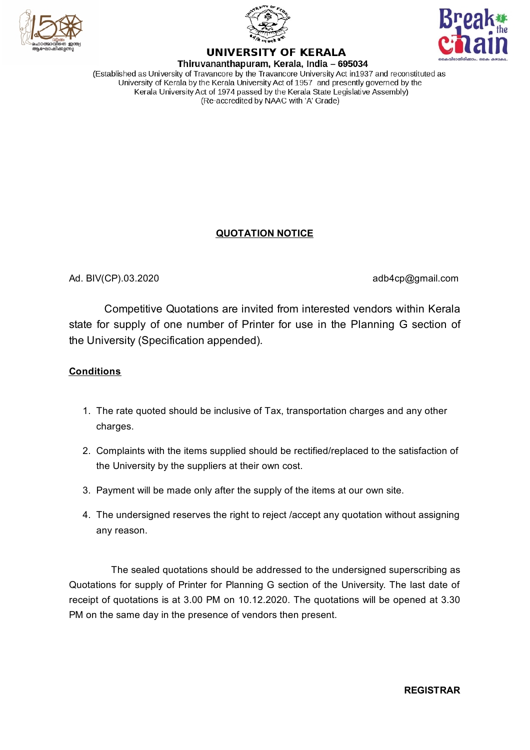# UNIVERSITY OF KERALA

**Thiruvananthapuram, Kerala, India – 695034**

(Established as University of Travancore by the Travancore University Act in1937 and reconstituted as University of Kerala by the Kerala University Act of 1957 and presently governed by the Kerala University Act of 1974 passed by the Kerala State Legislative Assembly)
(Re-accredited by NAAC with 'A' Grade)

## QUOTATION NOTICE

Ad. BIV(CP).03.2020 adb4cp@gmail.com

Competitive Quotations are invited from interested vendors within Kerala state for supply of one number of Printer for use in the Planning G section of the University (Specification appended).

**Conditions**

1. The rate quoted should be inclusive of Tax, transportation charges and any other charges.
2. Complaints with the items supplied should be rectified/replaced to the satisfaction of the University by the suppliers at their own cost.
3. Payment will be made only after the supply of the items at our own site.
4. The undersigned reserves the right to reject /accept any quotation without assigning any reason.

The sealed quotations should be addressed to the undersigned superscribing as Quotations for supply of Printer for Planning G section of the University. The last date of receipt of quotations is at 3.00 PM on 10.12.2020. The quotations will be opened at 3.30 PM on the same day in the presence of vendors then present.

**REGISTRAR**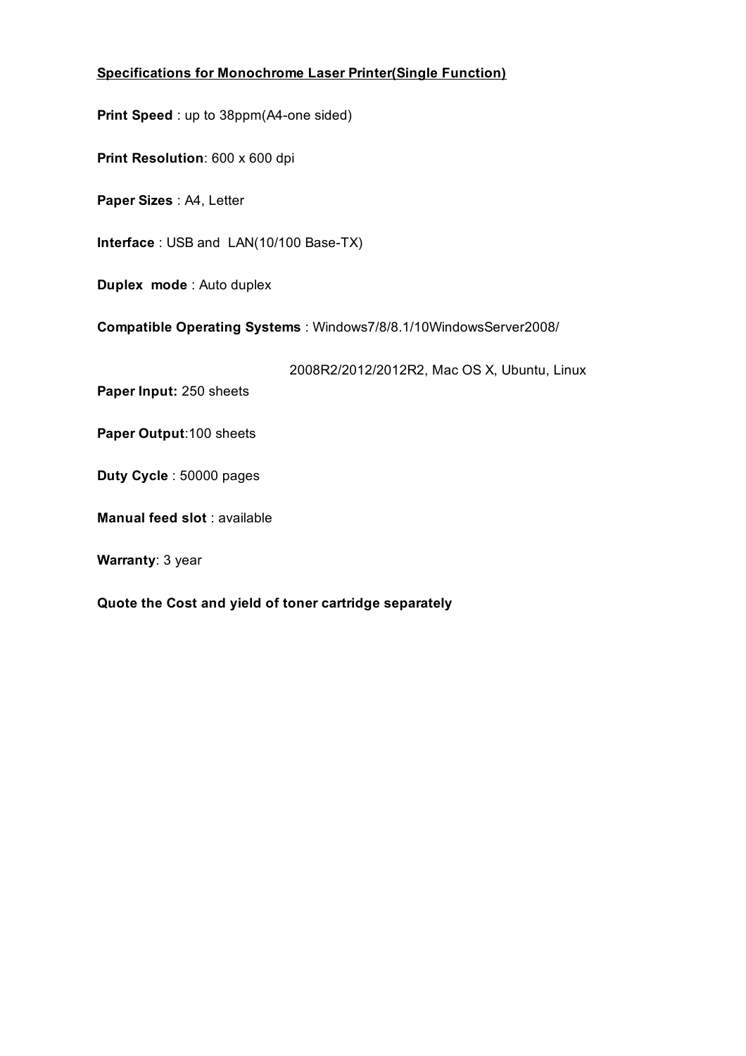**Specifications for Monochrome Laser Printer(Single Function)**

**Print Speed** : up to 38ppm(A4-one sided)

**Print Resolution**: 600 x 600 dpi

**Paper Sizes** : A4, Letter

**Interface** : USB and LAN(10/100 Base-TX)

**Duplex mode** : Auto duplex

**Compatible Operating Systems** : Windows7/8/8.1/10WindowsServer2008/2008R2/2012/2012R2, Mac OS X, Ubuntu, Linux

**Paper Input:** 250 sheets

**Paper Output**:100 sheets

**Duty Cycle** : 50000 pages

**Manual feed slot** : available

**Warranty**: 3 year

**Quote the Cost and yield of toner cartridge separately**